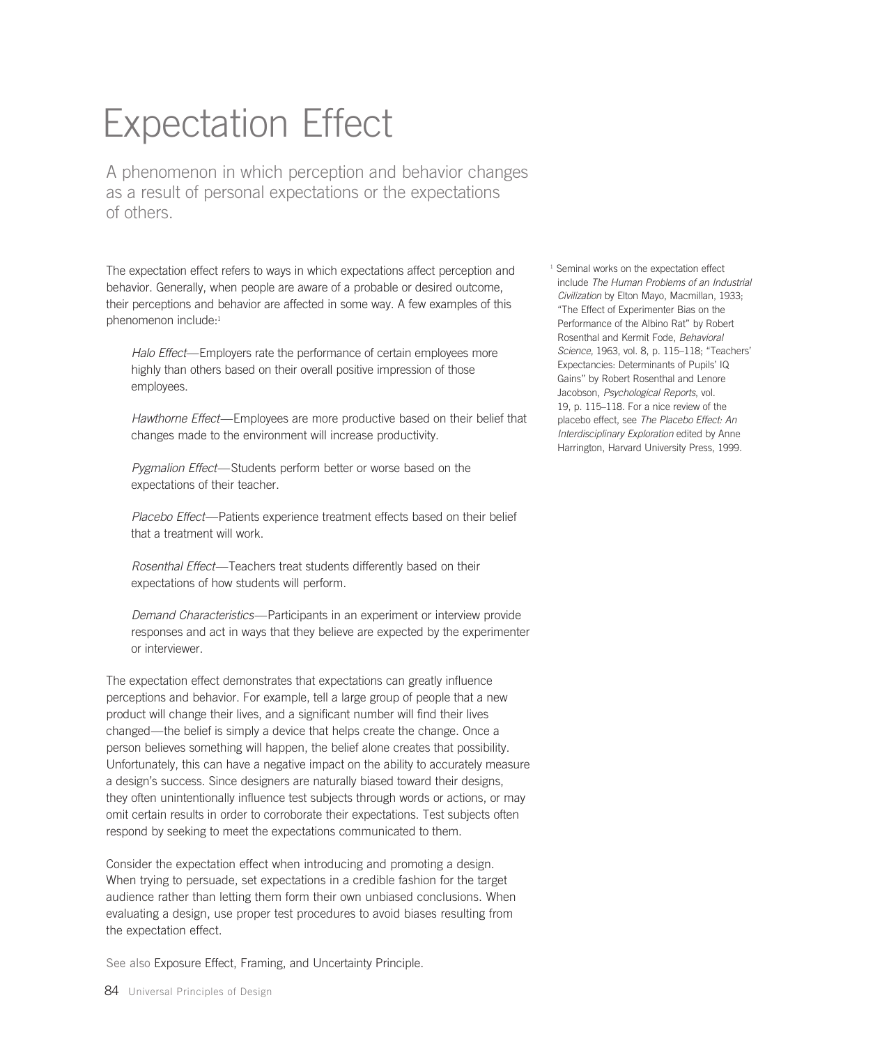# Expectation Effect

A phenomenon in which perception and behavior changes as a result of personal expectations or the expectations of others.

The expectation effect refers to ways in which expectations affect perception and behavior. Generally, when people are aware of a probable or desired outcome, their perceptions and behavior are affected in some way. A few examples of this phenomenon include:[1]

> *Halo Effect*—Employers rate the performance of certain employees more highly than others based on their overall positive impression of those employees.
>
> *Hawthorne Effect*—Employees are more productive based on their belief that changes made to the environment will increase productivity.
>
> *Pygmalion Effect*—Students perform better or worse based on the expectations of their teacher.
>
> *Placebo Effect*—Patients experience treatment effects based on their belief that a treatment will work.
>
> *Rosenthal Effect*—Teachers treat students differently based on their expectations of how students will perform.
>
> *Demand Characteristics*—Participants in an experiment or interview provide responses and act in ways that they believe are expected by the experimenter or interviewer.

The expectation effect demonstrates that expectations can greatly influence perceptions and behavior. For example, tell a large group of people that a new product will change their lives, and a significant number will find their lives changed—the belief is simply a device that helps create the change. Once a person believes something will happen, the belief alone creates that possibility. Unfortunately, this can have a negative impact on the ability to accurately measure a design's success. Since designers are naturally biased toward their designs, they often unintentionally influence test subjects through words or actions, or may omit certain results in order to corroborate their expectations. Test subjects often respond by seeking to meet the expectations communicated to them.

Consider the expectation effect when introducing and promoting a design. When trying to persuade, set expectations in a credible fashion for the target audience rather than letting them form their own unbiased conclusions. When evaluating a design, use proper test procedures to avoid biases resulting from the expectation effect.

See also Exposure Effect, Framing, and Uncertainty Principle.

[1] Seminal works on the expectation effect include *The Human Problems of an Industrial Civilization* by Elton Mayo, Macmillan, 1933; "The Effect of Experimenter Bias on the Performance of the Albino Rat" by Robert Rosenthal and Kermit Fode, *Behavioral Science*, 1963, vol. 8, p. 115–118; "Teachers' Expectancies: Determinants of Pupils' IQ Gains" by Robert Rosenthal and Lenore Jacobson, *Psychological Reports*, vol. 19, p. 115–118. For a nice review of the placebo effect, see *The Placebo Effect: An Interdisciplinary Exploration* edited by Anne Harrington, Harvard University Press, 1999.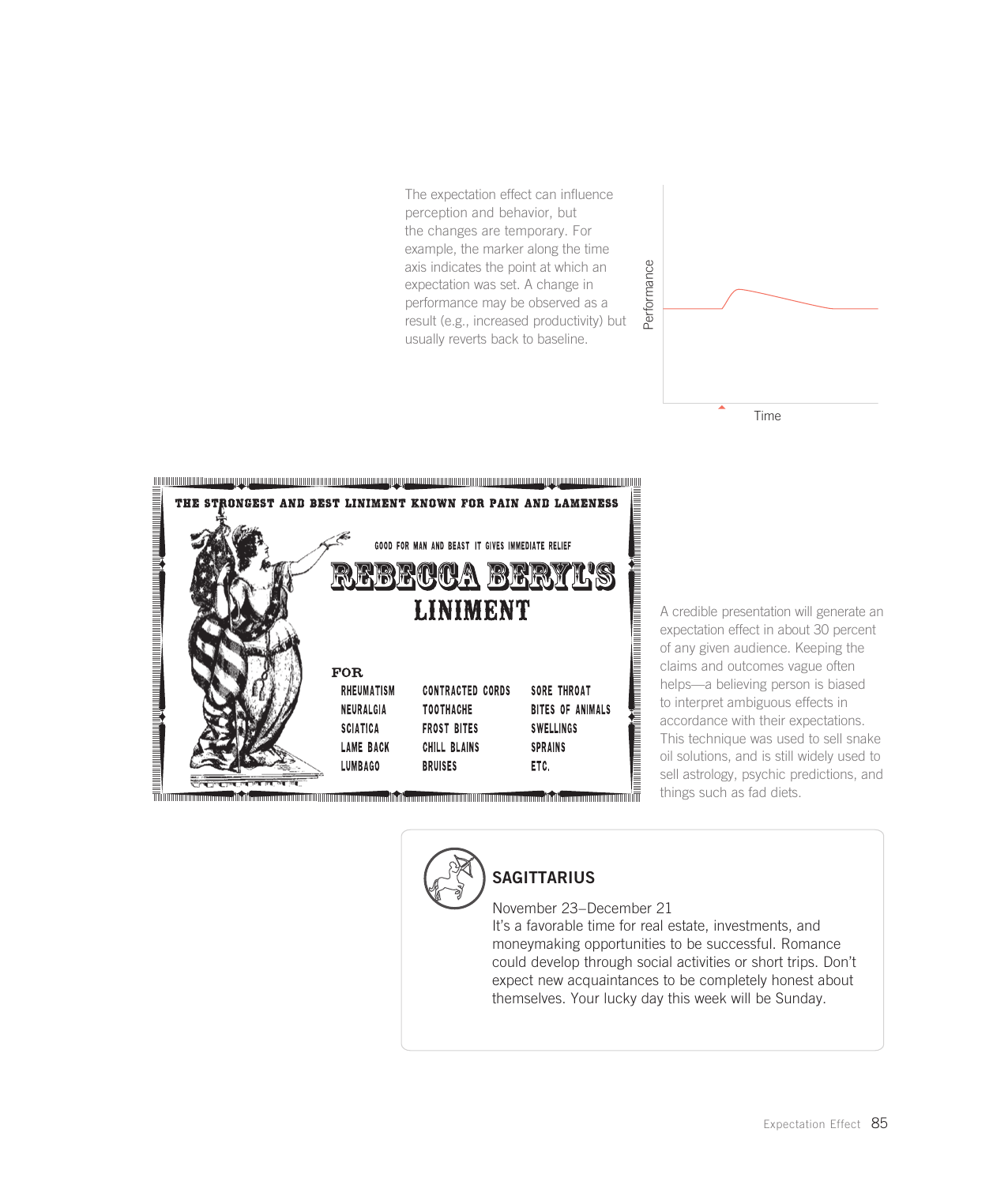The expectation effect can influence perception and behavior, but the changes are temporary. For example, the marker along the time axis indicates the point at which an expectation was set. A change in performance may be observed as a result (e.g., increased productivity) but usually reverts back to baseline.

Performance

Time

THE STRONGEST AND BEST LINIMENT KNOWN FOR PAIN AND LAMENESS

GOOD FOR MAN AND BEAST IT GIVES IMMEDIATE RELIEF

REBECCA BERYL'S

LINIMENT

FOR

RHEUMATISM
NEURALGIA
SCIATICA
LAME BACK
LUMBAGO

CONTRACTED CORDS
TOOTHACHE
FROST BITES
CHILL BLAINS
BRUISES

SORE THROAT
BITES OF ANIMALS
SWELLINGS
SPRAINS
ETC.

A credible presentation will generate an expectation effect in about 30 percent of any given audience. Keeping the claims and outcomes vague often helps—a believing person is biased to interpret ambiguous effects in accordance with their expectations. This technique was used to sell snake oil solutions, and is still widely used to sell astrology, psychic predictions, and things such as fad diets.

**SAGITTARIUS**

November 23–December 21
It's a favorable time for real estate, investments, and moneymaking opportunities to be successful. Romance could develop through social activities or short trips. Don't expect new acquaintances to be completely honest about themselves. Your lucky day this week will be Sunday.